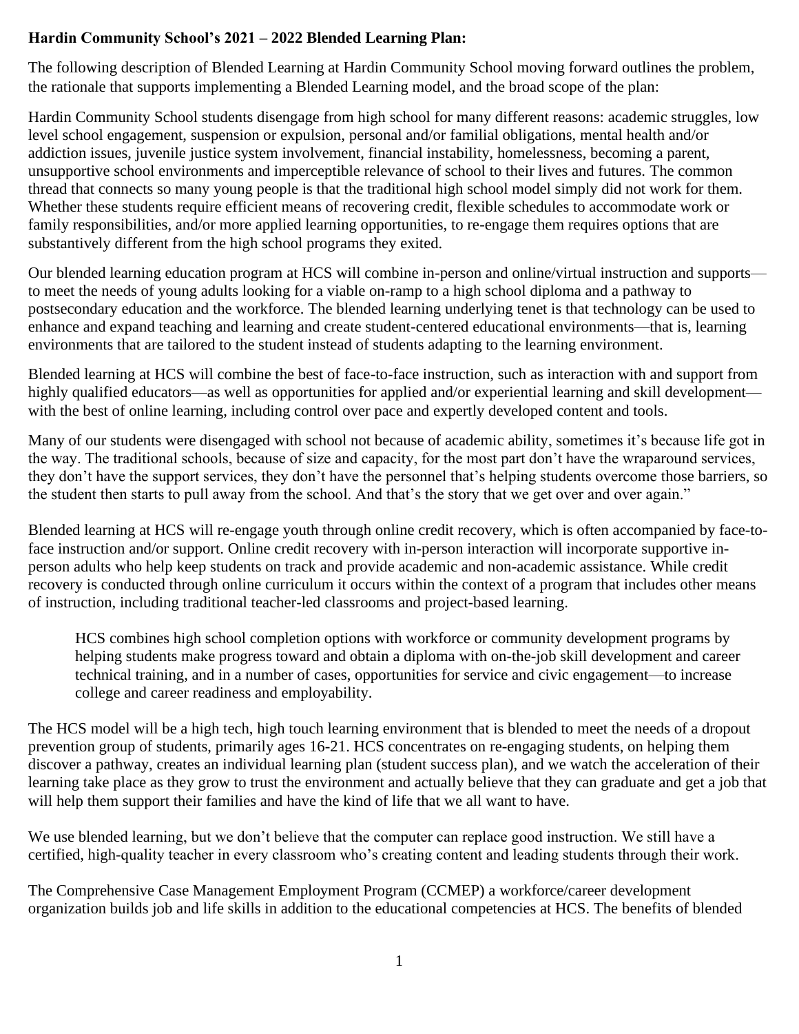**Hardin Community School's 2021 – 2022 Blended Learning Plan:**

The following description of Blended Learning at Hardin Community School moving forward outlines the problem, the rationale that supports implementing a Blended Learning model, and the broad scope of the plan:

Hardin Community School students disengage from high school for many different reasons: academic struggles, low level school engagement, suspension or expulsion, personal and/or familial obligations, mental health and/or addiction issues, juvenile justice system involvement, financial instability, homelessness, becoming a parent, unsupportive school environments and imperceptible relevance of school to their lives and futures. The common thread that connects so many young people is that the traditional high school model simply did not work for them. Whether these students require efficient means of recovering credit, flexible schedules to accommodate work or family responsibilities, and/or more applied learning opportunities, to re-engage them requires options that are substantively different from the high school programs they exited.

Our blended learning education program at HCS will combine in-person and online/virtual instruction and supports—to meet the needs of young adults looking for a viable on-ramp to a high school diploma and a pathway to postsecondary education and the workforce. The blended learning underlying tenet is that technology can be used to enhance and expand teaching and learning and create student-centered educational environments—that is, learning environments that are tailored to the student instead of students adapting to the learning environment.

Blended learning at HCS will combine the best of face-to-face instruction, such as interaction with and support from highly qualified educators—as well as opportunities for applied and/or experiential learning and skill development—with the best of online learning, including control over pace and expertly developed content and tools.

Many of our students were disengaged with school not because of academic ability, sometimes it's because life got in the way. The traditional schools, because of size and capacity, for the most part don't have the wraparound services, they don't have the support services, they don't have the personnel that's helping students overcome those barriers, so the student then starts to pull away from the school. And that's the story that we get over and over again."

Blended learning at HCS will re-engage youth through online credit recovery, which is often accompanied by face-to-face instruction and/or support. Online credit recovery with in-person interaction will incorporate supportive in-person adults who help keep students on track and provide academic and non-academic assistance. While credit recovery is conducted through online curriculum it occurs within the context of a program that includes other means of instruction, including traditional teacher-led classrooms and project-based learning.

> HCS combines high school completion options with workforce or community development programs by helping students make progress toward and obtain a diploma with on-the-job skill development and career technical training, and in a number of cases, opportunities for service and civic engagement—to increase college and career readiness and employability.

The HCS model will be a high tech, high touch learning environment that is blended to meet the needs of a dropout prevention group of students, primarily ages 16-21. HCS concentrates on re-engaging students, on helping them discover a pathway, creates an individual learning plan (student success plan), and we watch the acceleration of their learning take place as they grow to trust the environment and actually believe that they can graduate and get a job that will help them support their families and have the kind of life that we all want to have.

We use blended learning, but we don't believe that the computer can replace good instruction. We still have a certified, high-quality teacher in every classroom who's creating content and leading students through their work.

The Comprehensive Case Management Employment Program (CCMEP) a workforce/career development organization builds job and life skills in addition to the educational competencies at HCS. The benefits of blended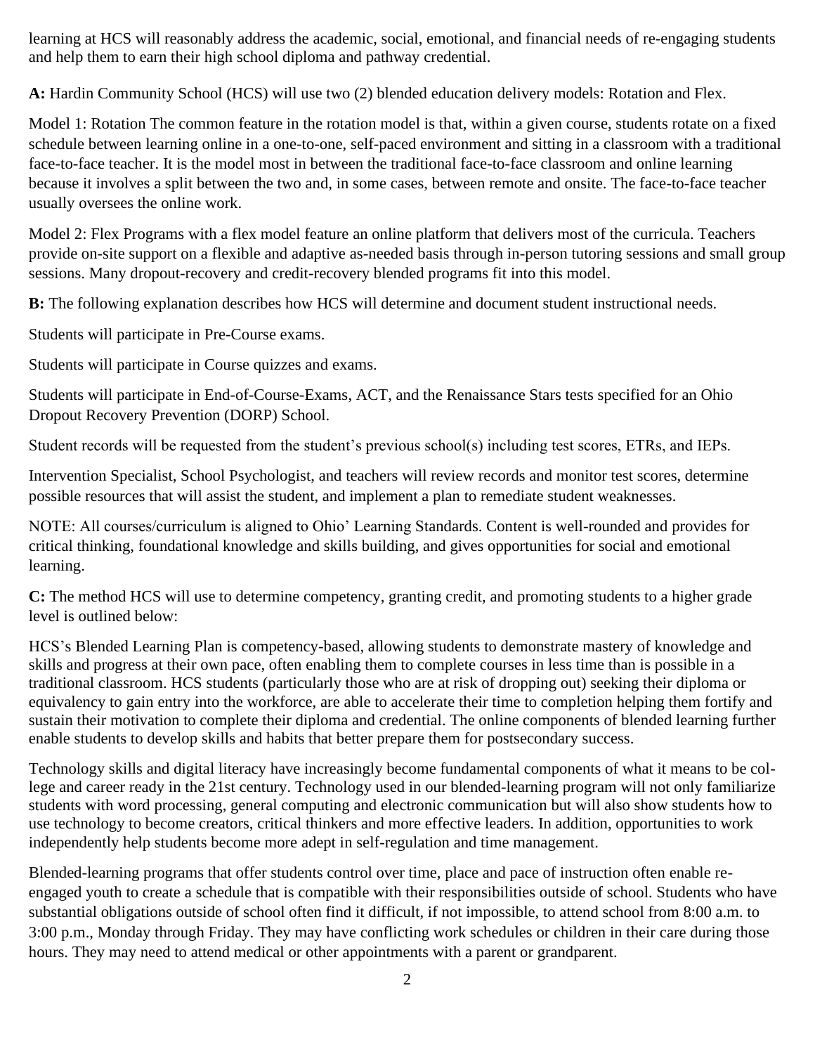learning at HCS will reasonably address the academic, social, emotional, and financial needs of re-engaging students and help them to earn their high school diploma and pathway credential.

**A:** Hardin Community School (HCS) will use two (2) blended education delivery models: Rotation and Flex.

Model 1: Rotation The common feature in the rotation model is that, within a given course, students rotate on a fixed schedule between learning online in a one-to-one, self-paced environment and sitting in a classroom with a traditional face-to-face teacher. It is the model most in between the traditional face-to-face classroom and online learning because it involves a split between the two and, in some cases, between remote and onsite. The face-to-face teacher usually oversees the online work.

Model 2: Flex Programs with a flex model feature an online platform that delivers most of the curricula. Teachers provide on-site support on a flexible and adaptive as-needed basis through in-person tutoring sessions and small group sessions. Many dropout-recovery and credit-recovery blended programs fit into this model.

**B:** The following explanation describes how HCS will determine and document student instructional needs.

Students will participate in Pre-Course exams.

Students will participate in Course quizzes and exams.

Students will participate in End-of-Course-Exams, ACT, and the Renaissance Stars tests specified for an Ohio Dropout Recovery Prevention (DORP) School.

Student records will be requested from the student's previous school(s) including test scores, ETRs, and IEPs.

Intervention Specialist, School Psychologist, and teachers will review records and monitor test scores, determine possible resources that will assist the student, and implement a plan to remediate student weaknesses.

NOTE: All courses/curriculum is aligned to Ohio' Learning Standards. Content is well-rounded and provides for critical thinking, foundational knowledge and skills building, and gives opportunities for social and emotional learning.

**C:** The method HCS will use to determine competency, granting credit, and promoting students to a higher grade level is outlined below:

HCS's Blended Learning Plan is competency-based, allowing students to demonstrate mastery of knowledge and skills and progress at their own pace, often enabling them to complete courses in less time than is possible in a traditional classroom. HCS students (particularly those who are at risk of dropping out) seeking their diploma or equivalency to gain entry into the workforce, are able to accelerate their time to completion helping them fortify and sustain their motivation to complete their diploma and credential. The online components of blended learning further enable students to develop skills and habits that better prepare them for postsecondary success.

Technology skills and digital literacy have increasingly become fundamental components of what it means to be college and career ready in the 21st century. Technology used in our blended-learning program will not only familiarize students with word processing, general computing and electronic communication but will also show students how to use technology to become creators, critical thinkers and more effective leaders. In addition, opportunities to work independently help students become more adept in self-regulation and time management.

Blended-learning programs that offer students control over time, place and pace of instruction often enable re-engaged youth to create a schedule that is compatible with their responsibilities outside of school. Students who have substantial obligations outside of school often find it difficult, if not impossible, to attend school from 8:00 a.m. to 3:00 p.m., Monday through Friday. They may have conflicting work schedules or children in their care during those hours. They may need to attend medical or other appointments with a parent or grandparent.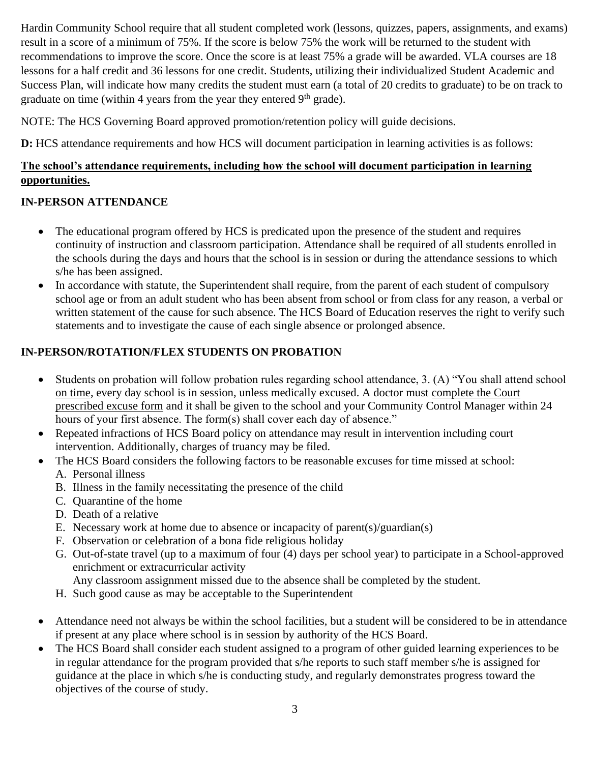Hardin Community School require that all student completed work (lessons, quizzes, papers, assignments, and exams) result in a score of a minimum of 75%. If the score is below 75% the work will be returned to the student with recommendations to improve the score. Once the score is at least 75% a grade will be awarded. VLA courses are 18 lessons for a half credit and 36 lessons for one credit. Students, utilizing their individualized Student Academic and Success Plan, will indicate how many credits the student must earn (a total of 20 credits to graduate) to be on track to graduate on time (within 4 years from the year they entered 9th grade).

NOTE: The HCS Governing Board approved promotion/retention policy will guide decisions.

**D:** HCS attendance requirements and how HCS will document participation in learning activities is as follows:

**The school's attendance requirements, including how the school will document participation in learning opportunities.**

**IN-PERSON ATTENDANCE**

- The educational program offered by HCS is predicated upon the presence of the student and requires continuity of instruction and classroom participation. Attendance shall be required of all students enrolled in the schools during the days and hours that the school is in session or during the attendance sessions to which s/he has been assigned.
- In accordance with statute, the Superintendent shall require, from the parent of each student of compulsory school age or from an adult student who has been absent from school or from class for any reason, a verbal or written statement of the cause for such absence. The HCS Board of Education reserves the right to verify such statements and to investigate the cause of each single absence or prolonged absence.

**IN-PERSON/ROTATION/FLEX STUDENTS ON PROBATION**

- Students on probation will follow probation rules regarding school attendance, 3. (A) "You shall attend school on time, every day school is in session, unless medically excused. A doctor must complete the Court prescribed excuse form and it shall be given to the school and your Community Control Manager within 24 hours of your first absence. The form(s) shall cover each day of absence."
- Repeated infractions of HCS Board policy on attendance may result in intervention including court intervention. Additionally, charges of truancy may be filed.
- The HCS Board considers the following factors to be reasonable excuses for time missed at school:
  - A. Personal illness
  - B. Illness in the family necessitating the presence of the child
  - C. Quarantine of the home
  - D. Death of a relative
  - E. Necessary work at home due to absence or incapacity of parent(s)/guardian(s)
  - F. Observation or celebration of a bona fide religious holiday
  - G. Out-of-state travel (up to a maximum of four (4) days per school year) to participate in a School-approved enrichment or extracurricular activity
    Any classroom assignment missed due to the absence shall be completed by the student.
  - H. Such good cause as may be acceptable to the Superintendent
- Attendance need not always be within the school facilities, but a student will be considered to be in attendance if present at any place where school is in session by authority of the HCS Board.
- The HCS Board shall consider each student assigned to a program of other guided learning experiences to be in regular attendance for the program provided that s/he reports to such staff member s/he is assigned for guidance at the place in which s/he is conducting study, and regularly demonstrates progress toward the objectives of the course of study.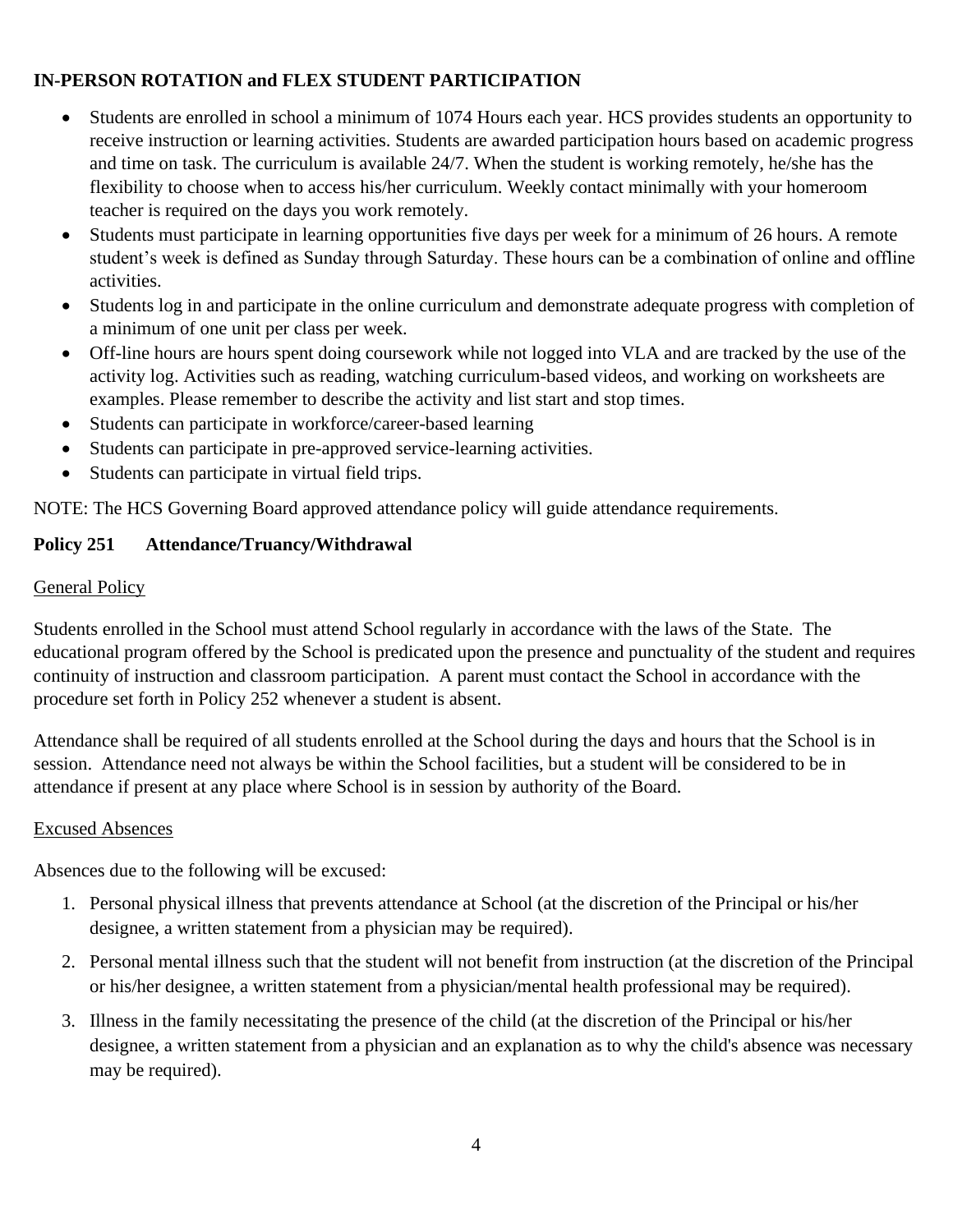**IN-PERSON ROTATION and FLEX STUDENT PARTICIPATION**

- Students are enrolled in school a minimum of 1074 Hours each year. HCS provides students an opportunity to receive instruction or learning activities. Students are awarded participation hours based on academic progress and time on task. The curriculum is available 24/7. When the student is working remotely, he/she has the flexibility to choose when to access his/her curriculum. Weekly contact minimally with your homeroom teacher is required on the days you work remotely.
- Students must participate in learning opportunities five days per week for a minimum of 26 hours. A remote student's week is defined as Sunday through Saturday. These hours can be a combination of online and offline activities.
- Students log in and participate in the online curriculum and demonstrate adequate progress with completion of a minimum of one unit per class per week.
- Off-line hours are hours spent doing coursework while not logged into VLA and are tracked by the use of the activity log. Activities such as reading, watching curriculum-based videos, and working on worksheets are examples. Please remember to describe the activity and list start and stop times.
- Students can participate in workforce/career-based learning
- Students can participate in pre-approved service-learning activities.
- Students can participate in virtual field trips.

NOTE: The HCS Governing Board approved attendance policy will guide attendance requirements.

**Policy 251 Attendance/Truancy/Withdrawal**

General Policy

Students enrolled in the School must attend School regularly in accordance with the laws of the State. The educational program offered by the School is predicated upon the presence and punctuality of the student and requires continuity of instruction and classroom participation. A parent must contact the School in accordance with the procedure set forth in Policy 252 whenever a student is absent.

Attendance shall be required of all students enrolled at the School during the days and hours that the School is in session. Attendance need not always be within the School facilities, but a student will be considered to be in attendance if present at any place where School is in session by authority of the Board.

Excused Absences

Absences due to the following will be excused:

1. Personal physical illness that prevents attendance at School (at the discretion of the Principal or his/her designee, a written statement from a physician may be required).
2. Personal mental illness such that the student will not benefit from instruction (at the discretion of the Principal or his/her designee, a written statement from a physician/mental health professional may be required).
3. Illness in the family necessitating the presence of the child (at the discretion of the Principal or his/her designee, a written statement from a physician and an explanation as to why the child's absence was necessary may be required).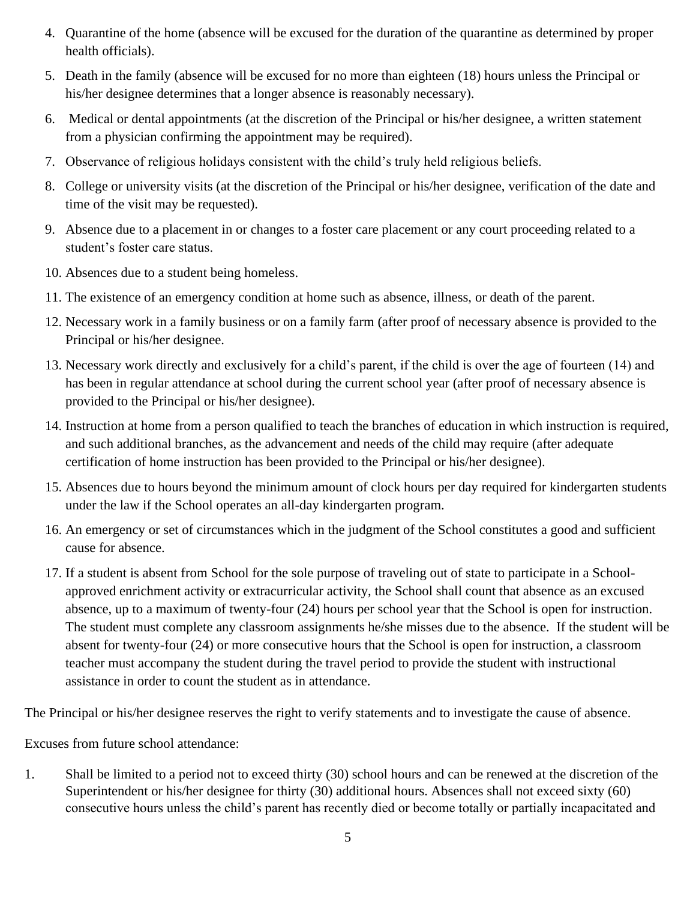4. Quarantine of the home (absence will be excused for the duration of the quarantine as determined by proper health officials).
5. Death in the family (absence will be excused for no more than eighteen (18) hours unless the Principal or his/her designee determines that a longer absence is reasonably necessary).
6. Medical or dental appointments (at the discretion of the Principal or his/her designee, a written statement from a physician confirming the appointment may be required).
7. Observance of religious holidays consistent with the child's truly held religious beliefs.
8. College or university visits (at the discretion of the Principal or his/her designee, verification of the date and time of the visit may be requested).
9. Absence due to a placement in or changes to a foster care placement or any court proceeding related to a student's foster care status.
10. Absences due to a student being homeless.
11. The existence of an emergency condition at home such as absence, illness, or death of the parent.
12. Necessary work in a family business or on a family farm (after proof of necessary absence is provided to the Principal or his/her designee.
13. Necessary work directly and exclusively for a child's parent, if the child is over the age of fourteen (14) and has been in regular attendance at school during the current school year (after proof of necessary absence is provided to the Principal or his/her designee).
14. Instruction at home from a person qualified to teach the branches of education in which instruction is required, and such additional branches, as the advancement and needs of the child may require (after adequate certification of home instruction has been provided to the Principal or his/her designee).
15. Absences due to hours beyond the minimum amount of clock hours per day required for kindergarten students under the law if the School operates an all-day kindergarten program.
16. An emergency or set of circumstances which in the judgment of the School constitutes a good and sufficient cause for absence.
17. If a student is absent from School for the sole purpose of traveling out of state to participate in a School-approved enrichment activity or extracurricular activity, the School shall count that absence as an excused absence, up to a maximum of twenty-four (24) hours per school year that the School is open for instruction. The student must complete any classroom assignments he/she misses due to the absence. If the student will be absent for twenty-four (24) or more consecutive hours that the School is open for instruction, a classroom teacher must accompany the student during the travel period to provide the student with instructional assistance in order to count the student as in attendance.

The Principal or his/her designee reserves the right to verify statements and to investigate the cause of absence.

Excuses from future school attendance:

1. Shall be limited to a period not to exceed thirty (30) school hours and can be renewed at the discretion of the Superintendent or his/her designee for thirty (30) additional hours. Absences shall not exceed sixty (60) consecutive hours unless the child's parent has recently died or become totally or partially incapacitated and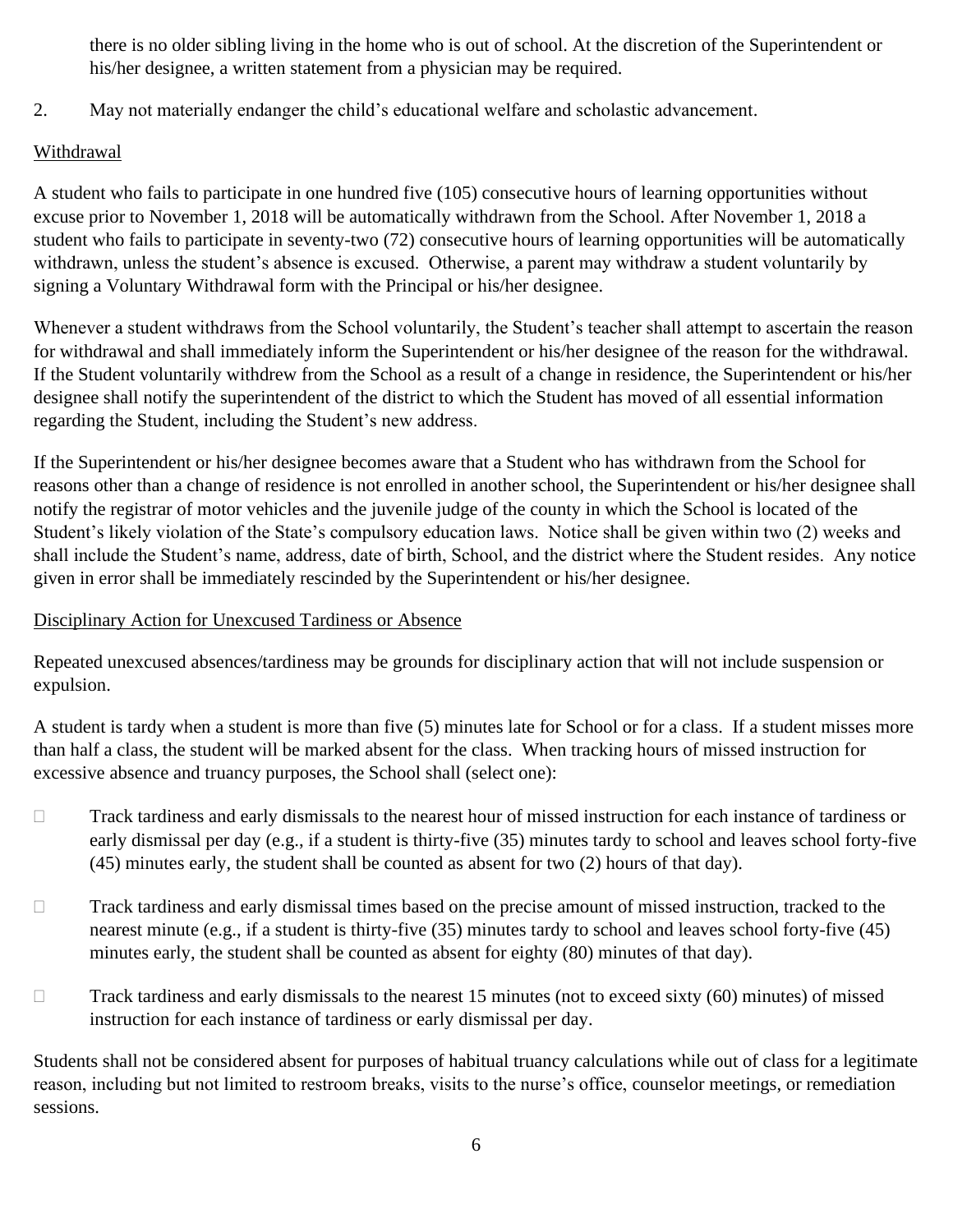there is no older sibling living in the home who is out of school. At the discretion of the Superintendent or his/her designee, a written statement from a physician may be required.

2. May not materially endanger the child's educational welfare and scholastic advancement.

<u>Withdrawal</u>

A student who fails to participate in one hundred five (105) consecutive hours of learning opportunities without excuse prior to November 1, 2018 will be automatically withdrawn from the School. After November 1, 2018 a student who fails to participate in seventy-two (72) consecutive hours of learning opportunities will be automatically withdrawn, unless the student's absence is excused. Otherwise, a parent may withdraw a student voluntarily by signing a Voluntary Withdrawal form with the Principal or his/her designee.

Whenever a student withdraws from the School voluntarily, the Student's teacher shall attempt to ascertain the reason for withdrawal and shall immediately inform the Superintendent or his/her designee of the reason for the withdrawal. If the Student voluntarily withdrew from the School as a result of a change in residence, the Superintendent or his/her designee shall notify the superintendent of the district to which the Student has moved of all essential information regarding the Student, including the Student's new address.

If the Superintendent or his/her designee becomes aware that a Student who has withdrawn from the School for reasons other than a change of residence is not enrolled in another school, the Superintendent or his/her designee shall notify the registrar of motor vehicles and the juvenile judge of the county in which the School is located of the Student's likely violation of the State's compulsory education laws. Notice shall be given within two (2) weeks and shall include the Student's name, address, date of birth, School, and the district where the Student resides. Any notice given in error shall be immediately rescinded by the Superintendent or his/her designee.

<u>Disciplinary Action for Unexcused Tardiness or Absence</u>

Repeated unexcused absences/tardiness may be grounds for disciplinary action that will not include suspension or expulsion.

A student is tardy when a student is more than five (5) minutes late for School or for a class. If a student misses more than half a class, the student will be marked absent for the class. When tracking hours of missed instruction for excessive absence and truancy purposes, the School shall (select one):

- ☐ Track tardiness and early dismissals to the nearest hour of missed instruction for each instance of tardiness or early dismissal per day (e.g., if a student is thirty-five (35) minutes tardy to school and leaves school forty-five (45) minutes early, the student shall be counted as absent for two (2) hours of that day).
- ☐ Track tardiness and early dismissal times based on the precise amount of missed instruction, tracked to the nearest minute (e.g., if a student is thirty-five (35) minutes tardy to school and leaves school forty-five (45) minutes early, the student shall be counted as absent for eighty (80) minutes of that day).
- ☐ Track tardiness and early dismissals to the nearest 15 minutes (not to exceed sixty (60) minutes) of missed instruction for each instance of tardiness or early dismissal per day.

Students shall not be considered absent for purposes of habitual truancy calculations while out of class for a legitimate reason, including but not limited to restroom breaks, visits to the nurse's office, counselor meetings, or remediation sessions.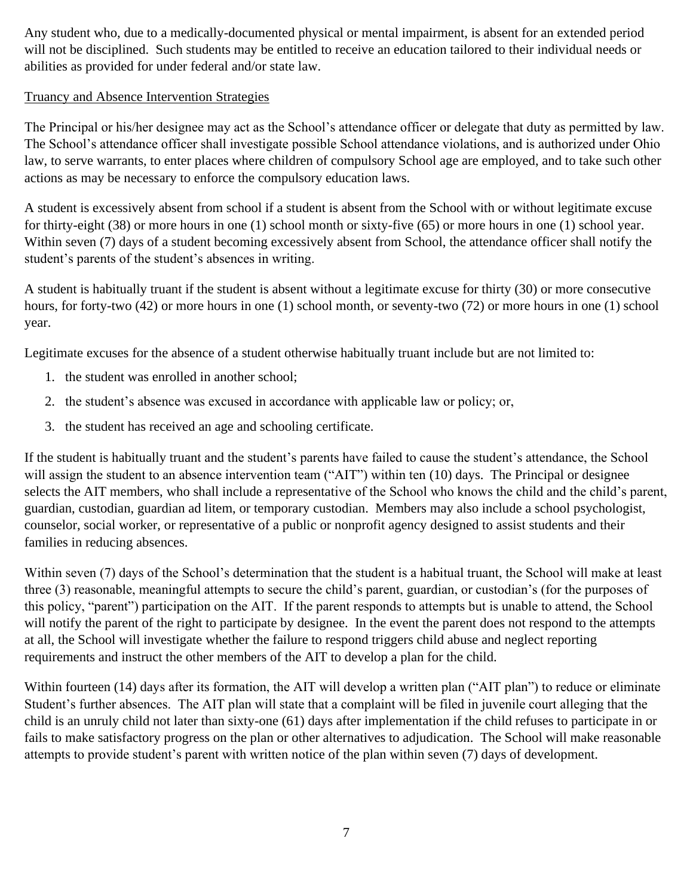Any student who, due to a medically-documented physical or mental impairment, is absent for an extended period will not be disciplined. Such students may be entitled to receive an education tailored to their individual needs or abilities as provided for under federal and/or state law.

Truancy and Absence Intervention Strategies

The Principal or his/her designee may act as the School's attendance officer or delegate that duty as permitted by law. The School's attendance officer shall investigate possible School attendance violations, and is authorized under Ohio law, to serve warrants, to enter places where children of compulsory School age are employed, and to take such other actions as may be necessary to enforce the compulsory education laws.

A student is excessively absent from school if a student is absent from the School with or without legitimate excuse for thirty-eight (38) or more hours in one (1) school month or sixty-five (65) or more hours in one (1) school year. Within seven (7) days of a student becoming excessively absent from School, the attendance officer shall notify the student's parents of the student's absences in writing.

A student is habitually truant if the student is absent without a legitimate excuse for thirty (30) or more consecutive hours, for forty-two (42) or more hours in one (1) school month, or seventy-two (72) or more hours in one (1) school year.

Legitimate excuses for the absence of a student otherwise habitually truant include but are not limited to:

1. the student was enrolled in another school;
2. the student's absence was excused in accordance with applicable law or policy; or,
3. the student has received an age and schooling certificate.

If the student is habitually truant and the student's parents have failed to cause the student's attendance, the School will assign the student to an absence intervention team ("AIT") within ten (10) days. The Principal or designee selects the AIT members, who shall include a representative of the School who knows the child and the child's parent, guardian, custodian, guardian ad litem, or temporary custodian. Members may also include a school psychologist, counselor, social worker, or representative of a public or nonprofit agency designed to assist students and their families in reducing absences.

Within seven (7) days of the School's determination that the student is a habitual truant, the School will make at least three (3) reasonable, meaningful attempts to secure the child's parent, guardian, or custodian's (for the purposes of this policy, "parent") participation on the AIT. If the parent responds to attempts but is unable to attend, the School will notify the parent of the right to participate by designee. In the event the parent does not respond to the attempts at all, the School will investigate whether the failure to respond triggers child abuse and neglect reporting requirements and instruct the other members of the AIT to develop a plan for the child.

Within fourteen (14) days after its formation, the AIT will develop a written plan ("AIT plan") to reduce or eliminate Student's further absences. The AIT plan will state that a complaint will be filed in juvenile court alleging that the child is an unruly child not later than sixty-one (61) days after implementation if the child refuses to participate in or fails to make satisfactory progress on the plan or other alternatives to adjudication. The School will make reasonable attempts to provide student's parent with written notice of the plan within seven (7) days of development.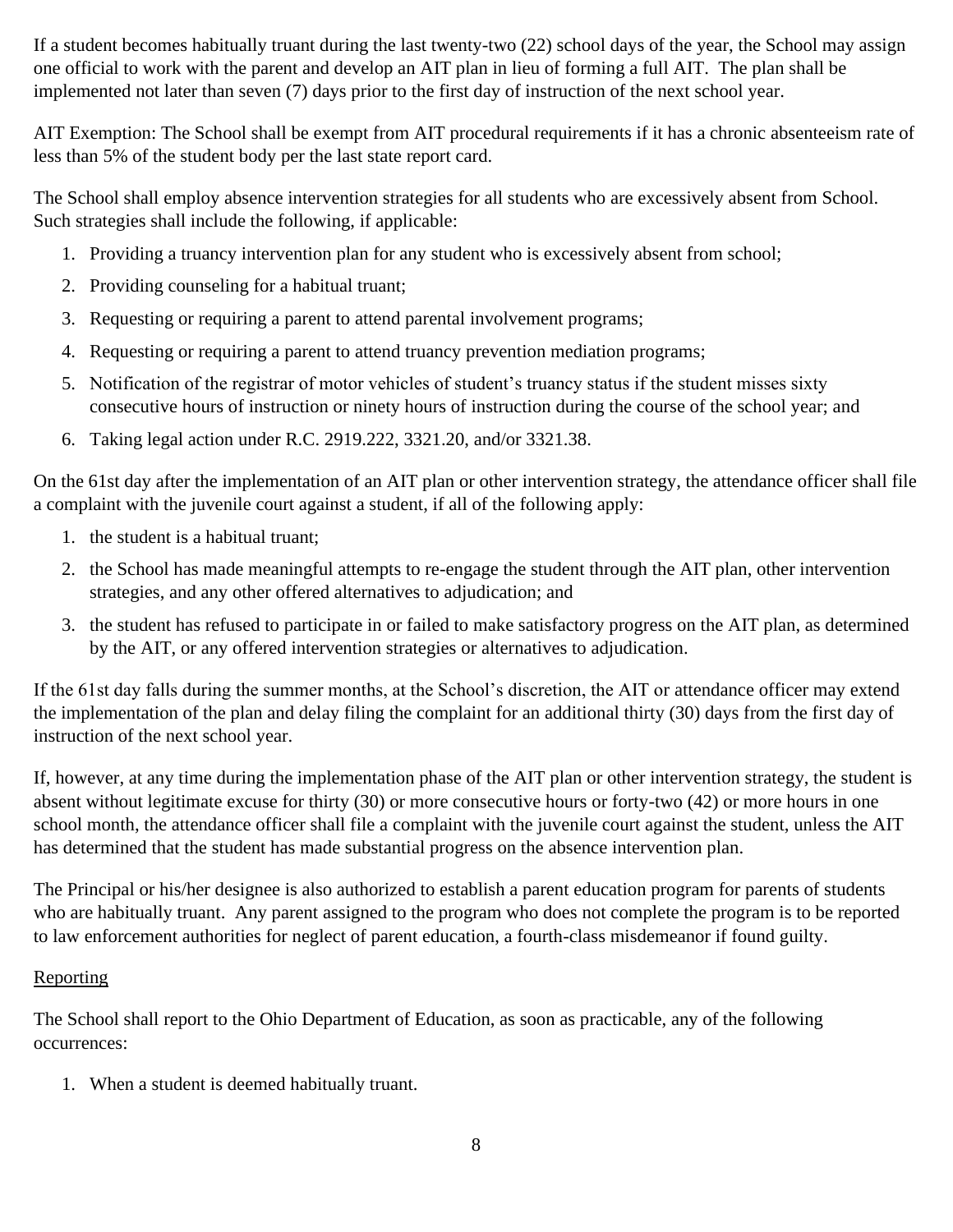If a student becomes habitually truant during the last twenty-two (22) school days of the year, the School may assign one official to work with the parent and develop an AIT plan in lieu of forming a full AIT. The plan shall be implemented not later than seven (7) days prior to the first day of instruction of the next school year.

AIT Exemption: The School shall be exempt from AIT procedural requirements if it has a chronic absenteeism rate of less than 5% of the student body per the last state report card.

The School shall employ absence intervention strategies for all students who are excessively absent from School. Such strategies shall include the following, if applicable:

1. Providing a truancy intervention plan for any student who is excessively absent from school;
2. Providing counseling for a habitual truant;
3. Requesting or requiring a parent to attend parental involvement programs;
4. Requesting or requiring a parent to attend truancy prevention mediation programs;
5. Notification of the registrar of motor vehicles of student's truancy status if the student misses sixty consecutive hours of instruction or ninety hours of instruction during the course of the school year; and
6. Taking legal action under R.C. 2919.222, 3321.20, and/or 3321.38.

On the 61st day after the implementation of an AIT plan or other intervention strategy, the attendance officer shall file a complaint with the juvenile court against a student, if all of the following apply:

1. the student is a habitual truant;
2. the School has made meaningful attempts to re-engage the student through the AIT plan, other intervention strategies, and any other offered alternatives to adjudication; and
3. the student has refused to participate in or failed to make satisfactory progress on the AIT plan, as determined by the AIT, or any offered intervention strategies or alternatives to adjudication.

If the 61st day falls during the summer months, at the School's discretion, the AIT or attendance officer may extend the implementation of the plan and delay filing the complaint for an additional thirty (30) days from the first day of instruction of the next school year.

If, however, at any time during the implementation phase of the AIT plan or other intervention strategy, the student is absent without legitimate excuse for thirty (30) or more consecutive hours or forty-two (42) or more hours in one school month, the attendance officer shall file a complaint with the juvenile court against the student, unless the AIT has determined that the student has made substantial progress on the absence intervention plan.

The Principal or his/her designee is also authorized to establish a parent education program for parents of students who are habitually truant. Any parent assigned to the program who does not complete the program is to be reported to law enforcement authorities for neglect of parent education, a fourth-class misdemeanor if found guilty.

Reporting

The School shall report to the Ohio Department of Education, as soon as practicable, any of the following occurrences:

1. When a student is deemed habitually truant.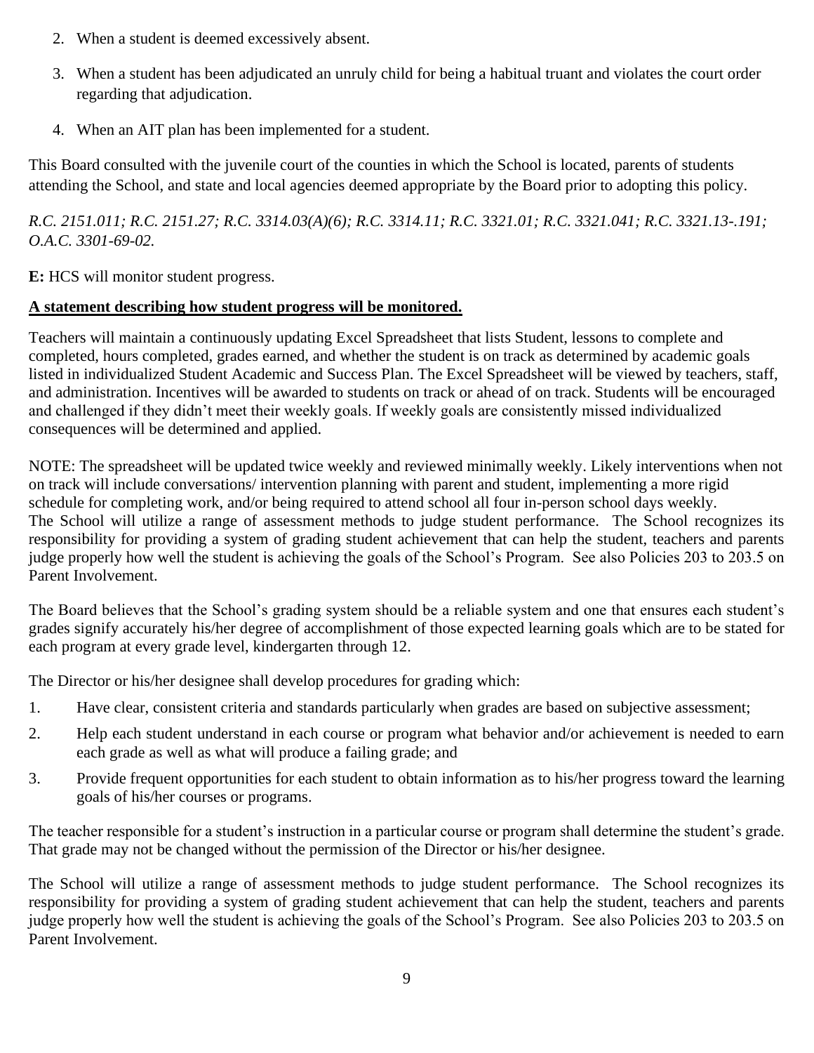2. When a student is deemed excessively absent.
3. When a student has been adjudicated an unruly child for being a habitual truant and violates the court order regarding that adjudication.
4. When an AIT plan has been implemented for a student.

This Board consulted with the juvenile court of the counties in which the School is located, parents of students attending the School, and state and local agencies deemed appropriate by the Board prior to adopting this policy.

*R.C. 2151.011; R.C. 2151.27; R.C. 3314.03(A)(6); R.C. 3314.11; R.C. 3321.01; R.C. 3321.041; R.C. 3321.13-.191; O.A.C. 3301-69-02.*

**E:** HCS will monitor student progress.

**A statement describing how student progress will be monitored.**

Teachers will maintain a continuously updating Excel Spreadsheet that lists Student, lessons to complete and completed, hours completed, grades earned, and whether the student is on track as determined by academic goals listed in individualized Student Academic and Success Plan. The Excel Spreadsheet will be viewed by teachers, staff, and administration. Incentives will be awarded to students on track or ahead of on track. Students will be encouraged and challenged if they didn't meet their weekly goals. If weekly goals are consistently missed individualized consequences will be determined and applied.

NOTE: The spreadsheet will be updated twice weekly and reviewed minimally weekly. Likely interventions when not on track will include conversations/ intervention planning with parent and student, implementing a more rigid schedule for completing work, and/or being required to attend school all four in-person school days weekly.
The School will utilize a range of assessment methods to judge student performance. The School recognizes its responsibility for providing a system of grading student achievement that can help the student, teachers and parents judge properly how well the student is achieving the goals of the School's Program. See also Policies 203 to 203.5 on Parent Involvement.

The Board believes that the School's grading system should be a reliable system and one that ensures each student's grades signify accurately his/her degree of accomplishment of those expected learning goals which are to be stated for each program at every grade level, kindergarten through 12.

The Director or his/her designee shall develop procedures for grading which:

1. Have clear, consistent criteria and standards particularly when grades are based on subjective assessment;
2. Help each student understand in each course or program what behavior and/or achievement is needed to earn each grade as well as what will produce a failing grade; and
3. Provide frequent opportunities for each student to obtain information as to his/her progress toward the learning goals of his/her courses or programs.

The teacher responsible for a student's instruction in a particular course or program shall determine the student's grade. That grade may not be changed without the permission of the Director or his/her designee.

The School will utilize a range of assessment methods to judge student performance. The School recognizes its responsibility for providing a system of grading student achievement that can help the student, teachers and parents judge properly how well the student is achieving the goals of the School's Program. See also Policies 203 to 203.5 on Parent Involvement.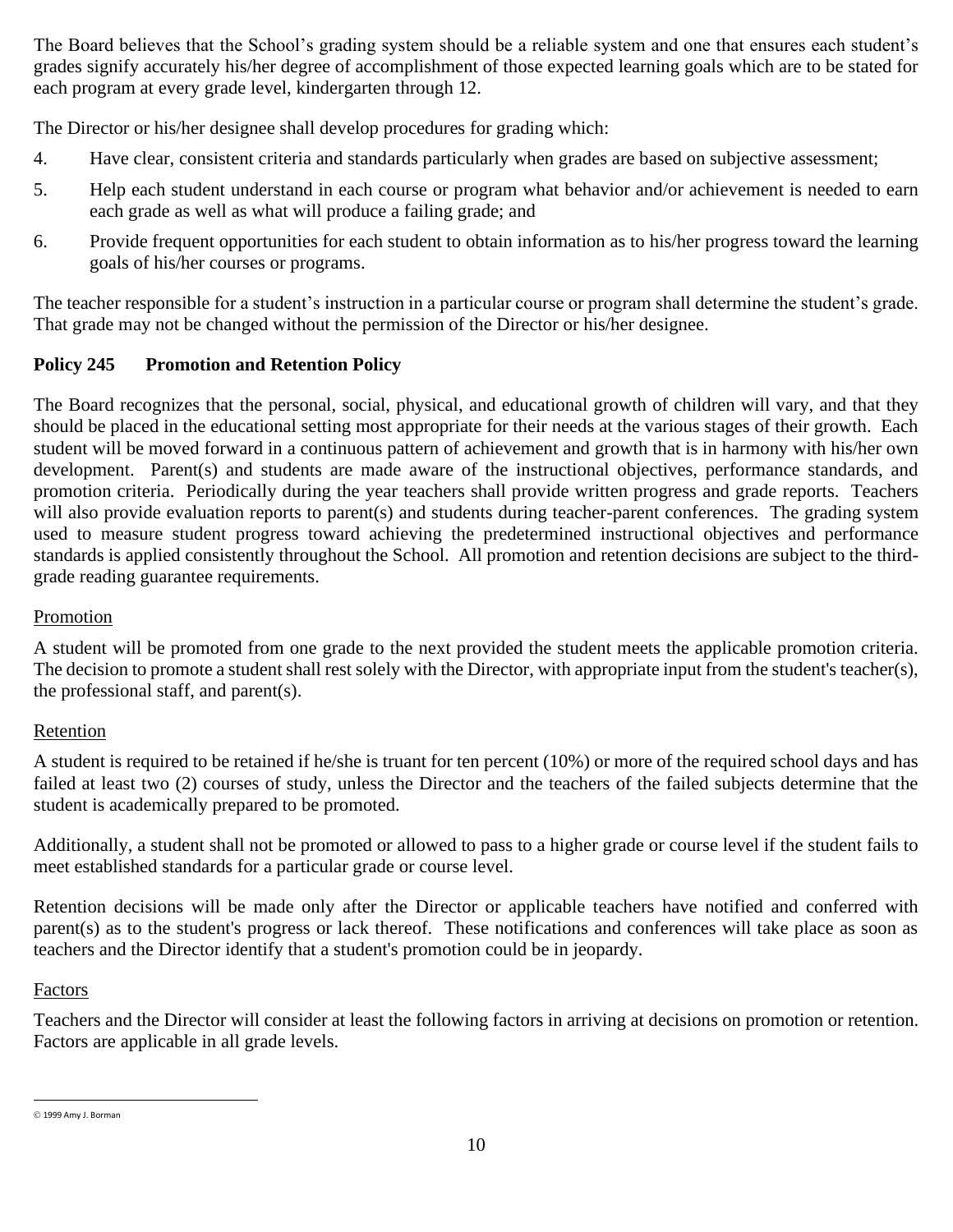The Board believes that the School's grading system should be a reliable system and one that ensures each student's grades signify accurately his/her degree of accomplishment of those expected learning goals which are to be stated for each program at every grade level, kindergarten through 12.

The Director or his/her designee shall develop procedures for grading which:

4. Have clear, consistent criteria and standards particularly when grades are based on subjective assessment;
5. Help each student understand in each course or program what behavior and/or achievement is needed to earn each grade as well as what will produce a failing grade; and
6. Provide frequent opportunities for each student to obtain information as to his/her progress toward the learning goals of his/her courses or programs.

The teacher responsible for a student's instruction in a particular course or program shall determine the student's grade. That grade may not be changed without the permission of the Director or his/her designee.

**Policy 245 Promotion and Retention Policy**

The Board recognizes that the personal, social, physical, and educational growth of children will vary, and that they should be placed in the educational setting most appropriate for their needs at the various stages of their growth. Each student will be moved forward in a continuous pattern of achievement and growth that is in harmony with his/her own development. Parent(s) and students are made aware of the instructional objectives, performance standards, and promotion criteria. Periodically during the year teachers shall provide written progress and grade reports. Teachers will also provide evaluation reports to parent(s) and students during teacher-parent conferences. The grading system used to measure student progress toward achieving the predetermined instructional objectives and performance standards is applied consistently throughout the School. All promotion and retention decisions are subject to the third-grade reading guarantee requirements.

Promotion

A student will be promoted from one grade to the next provided the student meets the applicable promotion criteria. The decision to promote a student shall rest solely with the Director, with appropriate input from the student's teacher(s), the professional staff, and parent(s).

Retention

A student is required to be retained if he/she is truant for ten percent (10%) or more of the required school days and has failed at least two (2) courses of study, unless the Director and the teachers of the failed subjects determine that the student is academically prepared to be promoted.

Additionally, a student shall not be promoted or allowed to pass to a higher grade or course level if the student fails to meet established standards for a particular grade or course level.

Retention decisions will be made only after the Director or applicable teachers have notified and conferred with parent(s) as to the student's progress or lack thereof. These notifications and conferences will take place as soon as teachers and the Director identify that a student's promotion could be in jeopardy.

Factors

Teachers and the Director will consider at least the following factors in arriving at decisions on promotion or retention. Factors are applicable in all grade levels.

© 1999 Amy J. Borman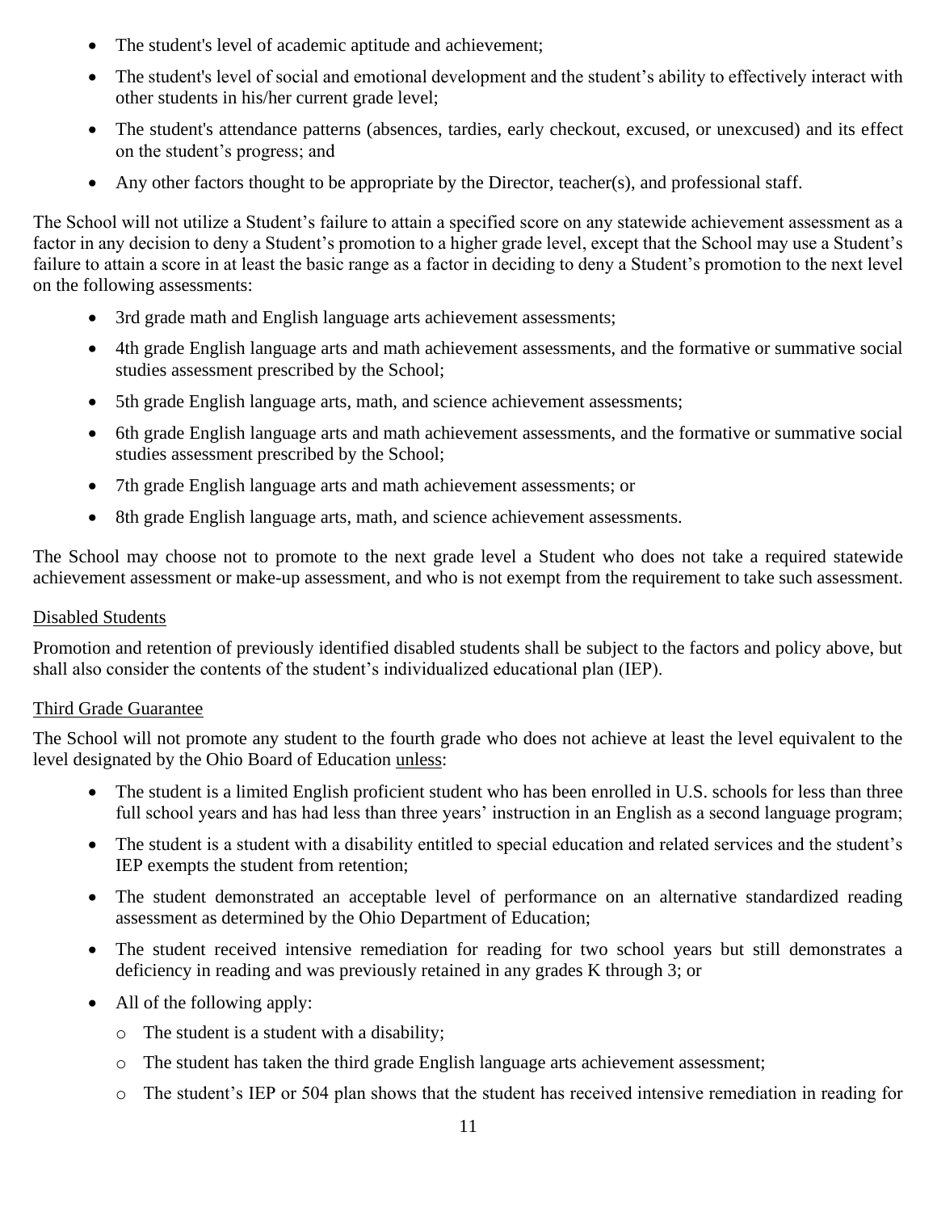- The student's level of academic aptitude and achievement;
- The student's level of social and emotional development and the student's ability to effectively interact with other students in his/her current grade level;
- The student's attendance patterns (absences, tardies, early checkout, excused, or unexcused) and its effect on the student's progress; and
- Any other factors thought to be appropriate by the Director, teacher(s), and professional staff.

The School will not utilize a Student's failure to attain a specified score on any statewide achievement assessment as a factor in any decision to deny a Student's promotion to a higher grade level, except that the School may use a Student's failure to attain a score in at least the basic range as a factor in deciding to deny a Student's promotion to the next level on the following assessments:

- 3rd grade math and English language arts achievement assessments;
- 4th grade English language arts and math achievement assessments, and the formative or summative social studies assessment prescribed by the School;
- 5th grade English language arts, math, and science achievement assessments;
- 6th grade English language arts and math achievement assessments, and the formative or summative social studies assessment prescribed by the School;
- 7th grade English language arts and math achievement assessments; or
- 8th grade English language arts, math, and science achievement assessments.

The School may choose not to promote to the next grade level a Student who does not take a required statewide achievement assessment or make-up assessment, and who is not exempt from the requirement to take such assessment.

<u>Disabled Students</u>

Promotion and retention of previously identified disabled students shall be subject to the factors and policy above, but shall also consider the contents of the student's individualized educational plan (IEP).

<u>Third Grade Guarantee</u>

The School will not promote any student to the fourth grade who does not achieve at least the level equivalent to the level designated by the Ohio Board of Education <u>unless</u>:

- The student is a limited English proficient student who has been enrolled in U.S. schools for less than three full school years and has had less than three years' instruction in an English as a second language program;
- The student is a student with a disability entitled to special education and related services and the student's IEP exempts the student from retention;
- The student demonstrated an acceptable level of performance on an alternative standardized reading assessment as determined by the Ohio Department of Education;
- The student received intensive remediation for reading for two school years but still demonstrates a deficiency in reading and was previously retained in any grades K through 3; or
- All of the following apply:
  - The student is a student with a disability;
  - The student has taken the third grade English language arts achievement assessment;
  - The student's IEP or 504 plan shows that the student has received intensive remediation in reading for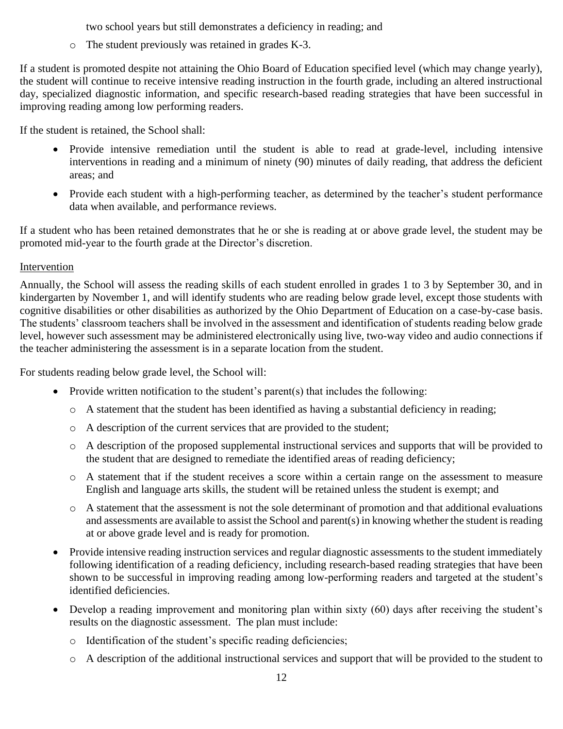two school years but still demonstrates a deficiency in reading; and

    - The student previously was retained in grades K-3.

If a student is promoted despite not attaining the Ohio Board of Education specified level (which may change yearly), the student will continue to receive intensive reading instruction in the fourth grade, including an altered instructional day, specialized diagnostic information, and specific research-based reading strategies that have been successful in improving reading among low performing readers.

If the student is retained, the School shall:

- Provide intensive remediation until the student is able to read at grade-level, including intensive interventions in reading and a minimum of ninety (90) minutes of daily reading, that address the deficient areas; and
- Provide each student with a high-performing teacher, as determined by the teacher's student performance data when available, and performance reviews.

If a student who has been retained demonstrates that he or she is reading at or above grade level, the student may be promoted mid-year to the fourth grade at the Director's discretion.

<u>Intervention</u>

Annually, the School will assess the reading skills of each student enrolled in grades 1 to 3 by September 30, and in kindergarten by November 1, and will identify students who are reading below grade level, except those students with cognitive disabilities or other disabilities as authorized by the Ohio Department of Education on a case-by-case basis. The students' classroom teachers shall be involved in the assessment and identification of students reading below grade level, however such assessment may be administered electronically using live, two-way video and audio connections if the teacher administering the assessment is in a separate location from the student.

For students reading below grade level, the School will:

- Provide written notification to the student's parent(s) that includes the following:
    - A statement that the student has been identified as having a substantial deficiency in reading;
    - A description of the current services that are provided to the student;
    - A description of the proposed supplemental instructional services and supports that will be provided to the student that are designed to remediate the identified areas of reading deficiency;
    - A statement that if the student receives a score within a certain range on the assessment to measure English and language arts skills, the student will be retained unless the student is exempt; and
    - A statement that the assessment is not the sole determinant of promotion and that additional evaluations and assessments are available to assist the School and parent(s) in knowing whether the student is reading at or above grade level and is ready for promotion.
- Provide intensive reading instruction services and regular diagnostic assessments to the student immediately following identification of a reading deficiency, including research-based reading strategies that have been shown to be successful in improving reading among low-performing readers and targeted at the student's identified deficiencies.
- Develop a reading improvement and monitoring plan within sixty (60) days after receiving the student's results on the diagnostic assessment. The plan must include:
    - Identification of the student's specific reading deficiencies;
    - A description of the additional instructional services and support that will be provided to the student to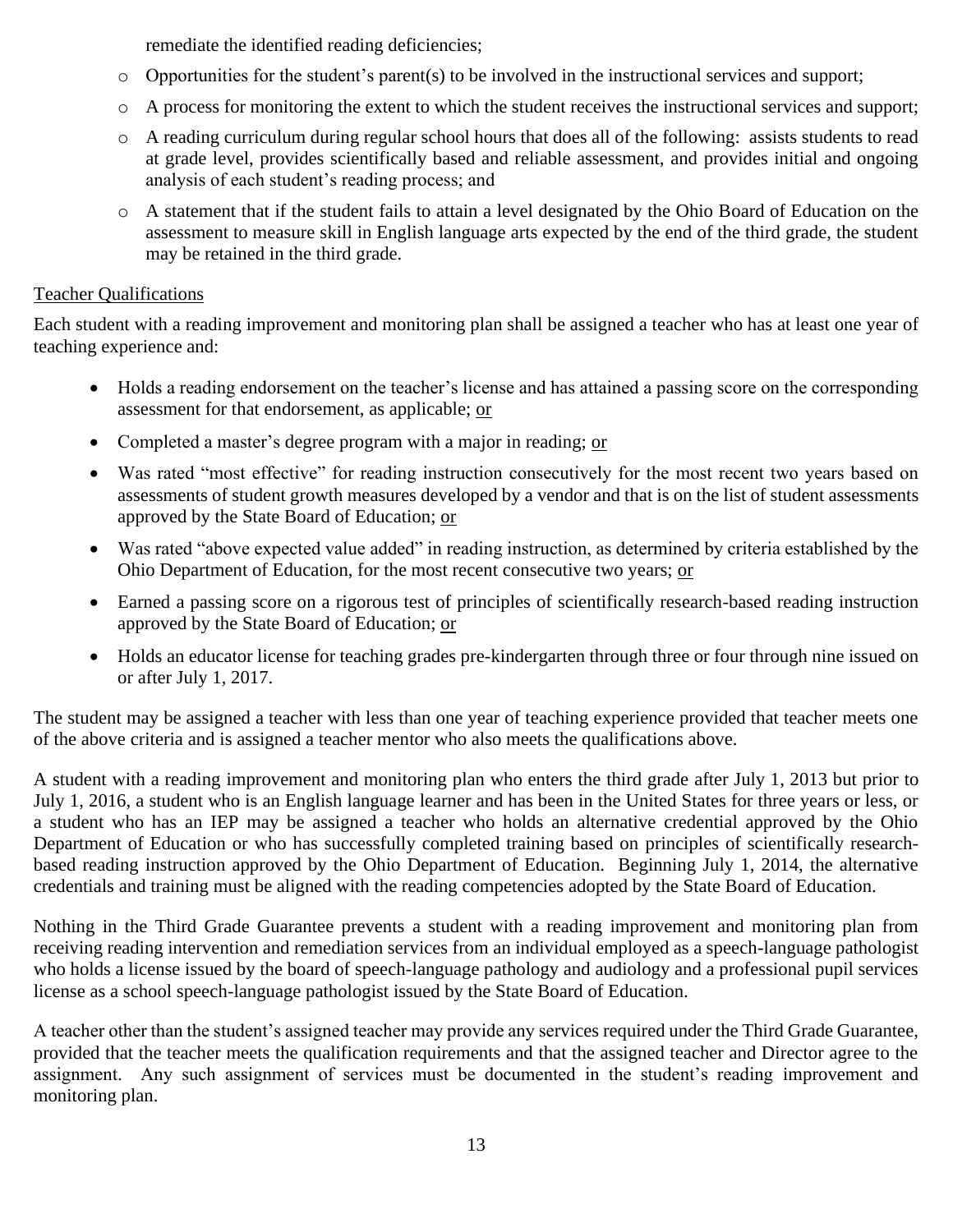remediate the identified reading deficiencies;

- Opportunities for the student's parent(s) to be involved in the instructional services and support;
- A process for monitoring the extent to which the student receives the instructional services and support;
- A reading curriculum during regular school hours that does all of the following: assists students to read at grade level, provides scientifically based and reliable assessment, and provides initial and ongoing analysis of each student's reading process; and
- A statement that if the student fails to attain a level designated by the Ohio Board of Education on the assessment to measure skill in English language arts expected by the end of the third grade, the student may be retained in the third grade.

<u>Teacher Qualifications</u>

Each student with a reading improvement and monitoring plan shall be assigned a teacher who has at least one year of teaching experience and:

- Holds a reading endorsement on the teacher's license and has attained a passing score on the corresponding assessment for that endorsement, as applicable; <u>or</u>
- Completed a master's degree program with a major in reading; <u>or</u>
- Was rated "most effective" for reading instruction consecutively for the most recent two years based on assessments of student growth measures developed by a vendor and that is on the list of student assessments approved by the State Board of Education; <u>or</u>
- Was rated "above expected value added" in reading instruction, as determined by criteria established by the Ohio Department of Education, for the most recent consecutive two years; <u>or</u>
- Earned a passing score on a rigorous test of principles of scientifically research-based reading instruction approved by the State Board of Education; <u>or</u>
- Holds an educator license for teaching grades pre-kindergarten through three or four through nine issued on or after July 1, 2017.

The student may be assigned a teacher with less than one year of teaching experience provided that teacher meets one of the above criteria and is assigned a teacher mentor who also meets the qualifications above.

A student with a reading improvement and monitoring plan who enters the third grade after July 1, 2013 but prior to July 1, 2016, a student who is an English language learner and has been in the United States for three years or less, or a student who has an IEP may be assigned a teacher who holds an alternative credential approved by the Ohio Department of Education or who has successfully completed training based on principles of scientifically research-based reading instruction approved by the Ohio Department of Education. Beginning July 1, 2014, the alternative credentials and training must be aligned with the reading competencies adopted by the State Board of Education.

Nothing in the Third Grade Guarantee prevents a student with a reading improvement and monitoring plan from receiving reading intervention and remediation services from an individual employed as a speech-language pathologist who holds a license issued by the board of speech-language pathology and audiology and a professional pupil services license as a school speech-language pathologist issued by the State Board of Education.

A teacher other than the student's assigned teacher may provide any services required under the Third Grade Guarantee, provided that the teacher meets the qualification requirements and that the assigned teacher and Director agree to the assignment. Any such assignment of services must be documented in the student's reading improvement and monitoring plan.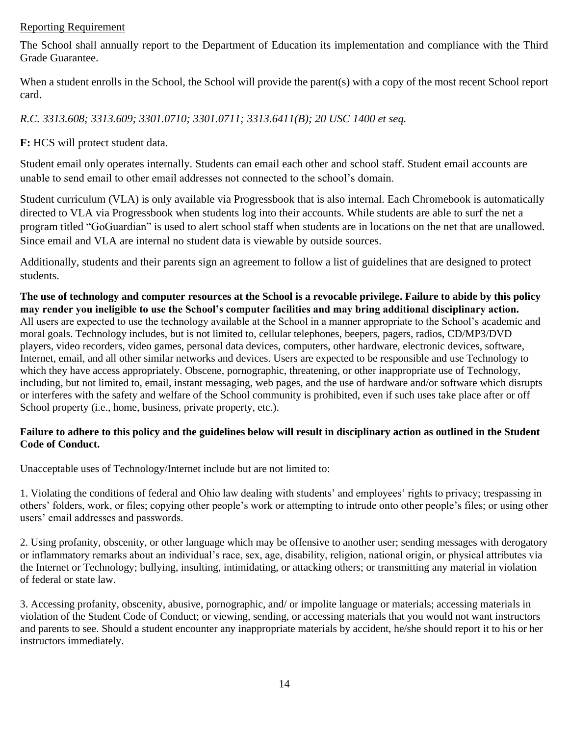Reporting Requirement

The School shall annually report to the Department of Education its implementation and compliance with the Third Grade Guarantee.

When a student enrolls in the School, the School will provide the parent(s) with a copy of the most recent School report card.

*R.C. 3313.608; 3313.609; 3301.0710; 3301.0711; 3313.6411(B); 20 USC 1400 et seq.*

**F:** HCS will protect student data.

Student email only operates internally. Students can email each other and school staff. Student email accounts are unable to send email to other email addresses not connected to the school's domain.

Student curriculum (VLA) is only available via Progressbook that is also internal. Each Chromebook is automatically directed to VLA via Progressbook when students log into their accounts. While students are able to surf the net a program titled "GoGuardian" is used to alert school staff when students are in locations on the net that are unallowed. Since email and VLA are internal no student data is viewable by outside sources.

Additionally, students and their parents sign an agreement to follow a list of guidelines that are designed to protect students.

**The use of technology and computer resources at the School is a revocable privilege. Failure to abide by this policy may render you ineligible to use the School's computer facilities and may bring additional disciplinary action.** All users are expected to use the technology available at the School in a manner appropriate to the School's academic and moral goals. Technology includes, but is not limited to, cellular telephones, beepers, pagers, radios, CD/MP3/DVD players, video recorders, video games, personal data devices, computers, other hardware, electronic devices, software, Internet, email, and all other similar networks and devices. Users are expected to be responsible and use Technology to which they have access appropriately. Obscene, pornographic, threatening, or other inappropriate use of Technology, including, but not limited to, email, instant messaging, web pages, and the use of hardware and/or software which disrupts or interferes with the safety and welfare of the School community is prohibited, even if such uses take place after or off School property (i.e., home, business, private property, etc.).

**Failure to adhere to this policy and the guidelines below will result in disciplinary action as outlined in the Student Code of Conduct.**

Unacceptable uses of Technology/Internet include but are not limited to:

1. Violating the conditions of federal and Ohio law dealing with students' and employees' rights to privacy; trespassing in others' folders, work, or files; copying other people's work or attempting to intrude onto other people's files; or using other users' email addresses and passwords.

2. Using profanity, obscenity, or other language which may be offensive to another user; sending messages with derogatory or inflammatory remarks about an individual's race, sex, age, disability, religion, national origin, or physical attributes via the Internet or Technology; bullying, insulting, intimidating, or attacking others; or transmitting any material in violation of federal or state law.

3. Accessing profanity, obscenity, abusive, pornographic, and/ or impolite language or materials; accessing materials in violation of the Student Code of Conduct; or viewing, sending, or accessing materials that you would not want instructors and parents to see. Should a student encounter any inappropriate materials by accident, he/she should report it to his or her instructors immediately.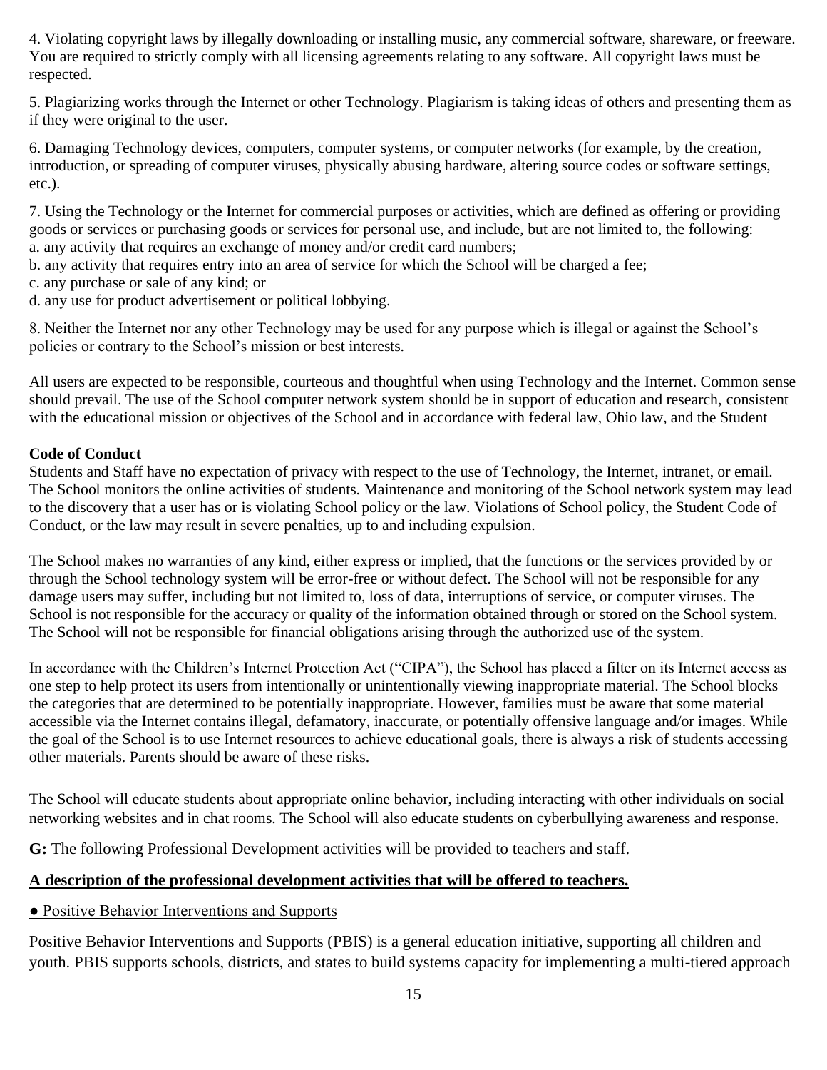4. Violating copyright laws by illegally downloading or installing music, any commercial software, shareware, or freeware. You are required to strictly comply with all licensing agreements relating to any software. All copyright laws must be respected.

5. Plagiarizing works through the Internet or other Technology. Plagiarism is taking ideas of others and presenting them as if they were original to the user.

6. Damaging Technology devices, computers, computer systems, or computer networks (for example, by the creation, introduction, or spreading of computer viruses, physically abusing hardware, altering source codes or software settings, etc.).

7. Using the Technology or the Internet for commercial purposes or activities, which are defined as offering or providing goods or services or purchasing goods or services for personal use, and include, but are not limited to, the following:
a. any activity that requires an exchange of money and/or credit card numbers;
b. any activity that requires entry into an area of service for which the School will be charged a fee;
c. any purchase or sale of any kind; or
d. any use for product advertisement or political lobbying.

8. Neither the Internet nor any other Technology may be used for any purpose which is illegal or against the School's policies or contrary to the School's mission or best interests.

All users are expected to be responsible, courteous and thoughtful when using Technology and the Internet. Common sense should prevail. The use of the School computer network system should be in support of education and research, consistent with the educational mission or objectives of the School and in accordance with federal law, Ohio law, and the Student

**Code of Conduct**

Students and Staff have no expectation of privacy with respect to the use of Technology, the Internet, intranet, or email. The School monitors the online activities of students. Maintenance and monitoring of the School network system may lead to the discovery that a user has or is violating School policy or the law. Violations of School policy, the Student Code of Conduct, or the law may result in severe penalties, up to and including expulsion.

The School makes no warranties of any kind, either express or implied, that the functions or the services provided by or through the School technology system will be error-free or without defect. The School will not be responsible for any damage users may suffer, including but not limited to, loss of data, interruptions of service, or computer viruses. The School is not responsible for the accuracy or quality of the information obtained through or stored on the School system. The School will not be responsible for financial obligations arising through the authorized use of the system.

In accordance with the Children's Internet Protection Act ("CIPA"), the School has placed a filter on its Internet access as one step to help protect its users from intentionally or unintentionally viewing inappropriate material. The School blocks the categories that are determined to be potentially inappropriate. However, families must be aware that some material accessible via the Internet contains illegal, defamatory, inaccurate, or potentially offensive language and/or images. While the goal of the School is to use Internet resources to achieve educational goals, there is always a risk of students accessing other materials. Parents should be aware of these risks.

The School will educate students about appropriate online behavior, including interacting with other individuals on social networking websites and in chat rooms. The School will also educate students on cyberbullying awareness and response.

**G:** The following Professional Development activities will be provided to teachers and staff.

**A description of the professional development activities that will be offered to teachers.**

● Positive Behavior Interventions and Supports

Positive Behavior Interventions and Supports (PBIS) is a general education initiative, supporting all children and youth. PBIS supports schools, districts, and states to build systems capacity for implementing a multi-tiered approach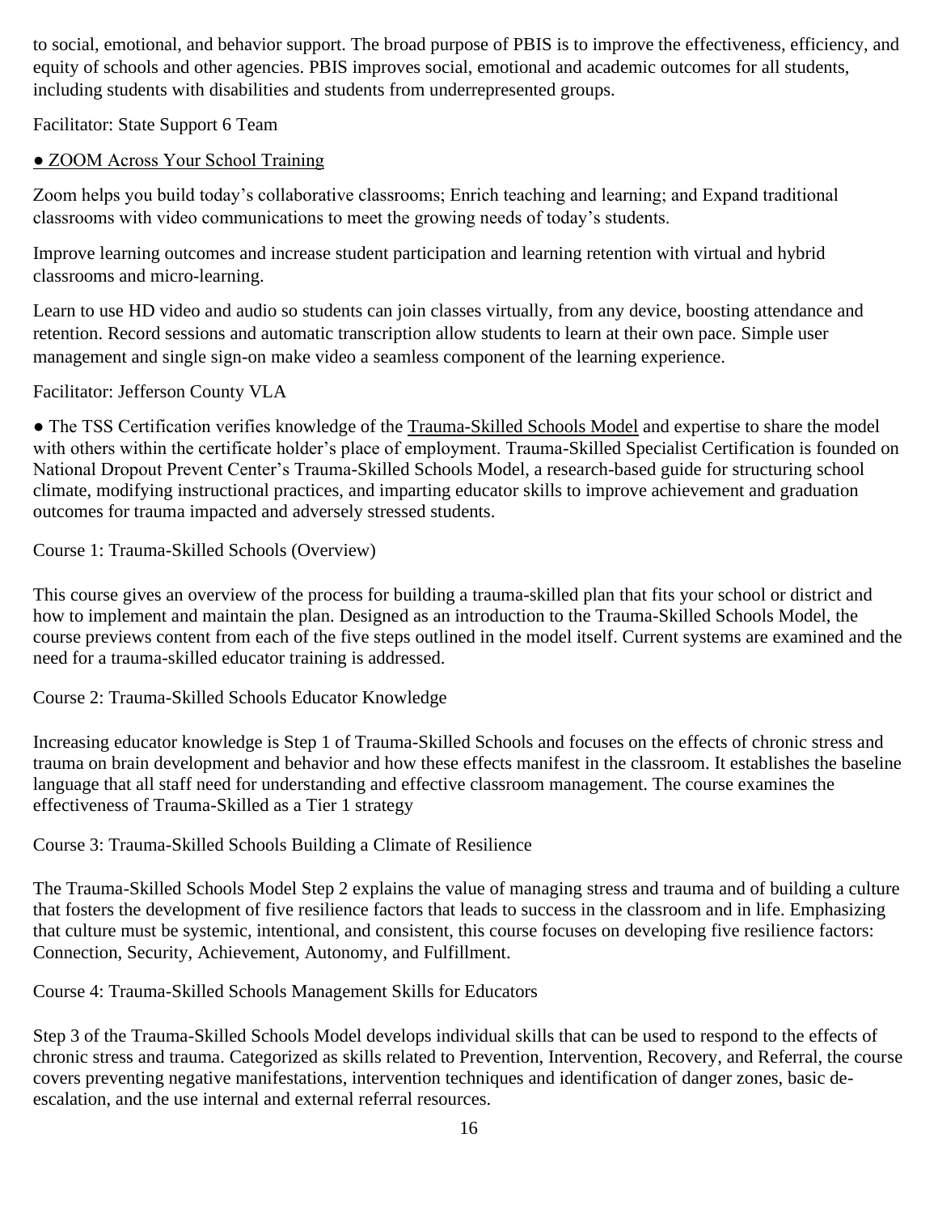to social, emotional, and behavior support. The broad purpose of PBIS is to improve the effectiveness, efficiency, and equity of schools and other agencies. PBIS improves social, emotional and academic outcomes for all students, including students with disabilities and students from underrepresented groups.

Facilitator: State Support 6 Team

● ZOOM Across Your School Training

Zoom helps you build today's collaborative classrooms; Enrich teaching and learning; and Expand traditional classrooms with video communications to meet the growing needs of today's students.

Improve learning outcomes and increase student participation and learning retention with virtual and hybrid classrooms and micro-learning.

Learn to use HD video and audio so students can join classes virtually, from any device, boosting attendance and retention. Record sessions and automatic transcription allow students to learn at their own pace. Simple user management and single sign-on make video a seamless component of the learning experience.

Facilitator: Jefferson County VLA

● The TSS Certification verifies knowledge of the Trauma-Skilled Schools Model and expertise to share the model with others within the certificate holder's place of employment. Trauma-Skilled Specialist Certification is founded on National Dropout Prevent Center's Trauma-Skilled Schools Model, a research-based guide for structuring school climate, modifying instructional practices, and imparting educator skills to improve achievement and graduation outcomes for trauma impacted and adversely stressed students.

Course 1: Trauma-Skilled Schools (Overview)

This course gives an overview of the process for building a trauma-skilled plan that fits your school or district and how to implement and maintain the plan. Designed as an introduction to the Trauma-Skilled Schools Model, the course previews content from each of the five steps outlined in the model itself. Current systems are examined and the need for a trauma-skilled educator training is addressed.

Course 2: Trauma-Skilled Schools Educator Knowledge

Increasing educator knowledge is Step 1 of Trauma-Skilled Schools and focuses on the effects of chronic stress and trauma on brain development and behavior and how these effects manifest in the classroom. It establishes the baseline language that all staff need for understanding and effective classroom management. The course examines the effectiveness of Trauma-Skilled as a Tier 1 strategy

Course 3: Trauma-Skilled Schools Building a Climate of Resilience

The Trauma-Skilled Schools Model Step 2 explains the value of managing stress and trauma and of building a culture that fosters the development of five resilience factors that leads to success in the classroom and in life. Emphasizing that culture must be systemic, intentional, and consistent, this course focuses on developing five resilience factors: Connection, Security, Achievement, Autonomy, and Fulfillment.

Course 4: Trauma-Skilled Schools Management Skills for Educators

Step 3 of the Trauma-Skilled Schools Model develops individual skills that can be used to respond to the effects of chronic stress and trauma. Categorized as skills related to Prevention, Intervention, Recovery, and Referral, the course covers preventing negative manifestations, intervention techniques and identification of danger zones, basic de-escalation, and the use internal and external referral resources.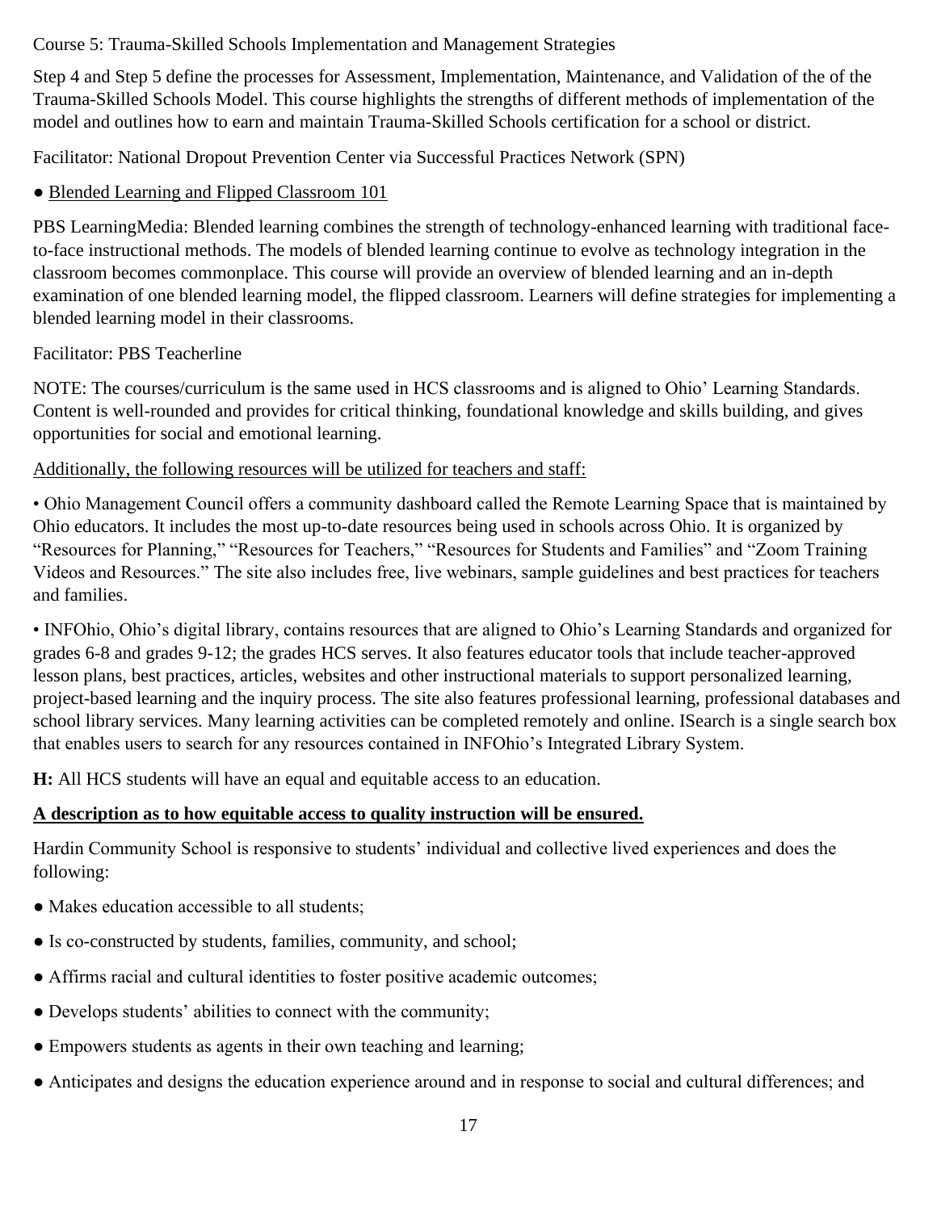Course 5: Trauma-Skilled Schools Implementation and Management Strategies

Step 4 and Step 5 define the processes for Assessment, Implementation, Maintenance, and Validation of the of the Trauma-Skilled Schools Model. This course highlights the strengths of different methods of implementation of the model and outlines how to earn and maintain Trauma-Skilled Schools certification for a school or district.

Facilitator: National Dropout Prevention Center via Successful Practices Network (SPN)

● <u>Blended Learning and Flipped Classroom 101</u>

PBS LearningMedia: Blended learning combines the strength of technology-enhanced learning with traditional face-to-face instructional methods. The models of blended learning continue to evolve as technology integration in the classroom becomes commonplace. This course will provide an overview of blended learning and an in-depth examination of one blended learning model, the flipped classroom. Learners will define strategies for implementing a blended learning model in their classrooms.

Facilitator: PBS Teacherline

NOTE: The courses/curriculum is the same used in HCS classrooms and is aligned to Ohio' Learning Standards. Content is well-rounded and provides for critical thinking, foundational knowledge and skills building, and gives opportunities for social and emotional learning.

<u>Additionally, the following resources will be utilized for teachers and staff:</u>

• Ohio Management Council offers a community dashboard called the Remote Learning Space that is maintained by Ohio educators. It includes the most up-to-date resources being used in schools across Ohio. It is organized by "Resources for Planning," "Resources for Teachers," "Resources for Students and Families" and "Zoom Training Videos and Resources." The site also includes free, live webinars, sample guidelines and best practices for teachers and families.

• INFOhio, Ohio's digital library, contains resources that are aligned to Ohio's Learning Standards and organized for grades 6-8 and grades 9-12; the grades HCS serves. It also features educator tools that include teacher-approved lesson plans, best practices, articles, websites and other instructional materials to support personalized learning, project-based learning and the inquiry process. The site also features professional learning, professional databases and school library services. Many learning activities can be completed remotely and online. ISearch is a single search box that enables users to search for any resources contained in INFOhio's Integrated Library System.

**H:** All HCS students will have an equal and equitable access to an education.

**<u>A description as to how equitable access to quality instruction will be ensured.</u>**

Hardin Community School is responsive to students' individual and collective lived experiences and does the following:

● Makes education accessible to all students;

● Is co-constructed by students, families, community, and school;

● Affirms racial and cultural identities to foster positive academic outcomes;

● Develops students' abilities to connect with the community;

● Empowers students as agents in their own teaching and learning;

● Anticipates and designs the education experience around and in response to social and cultural differences; and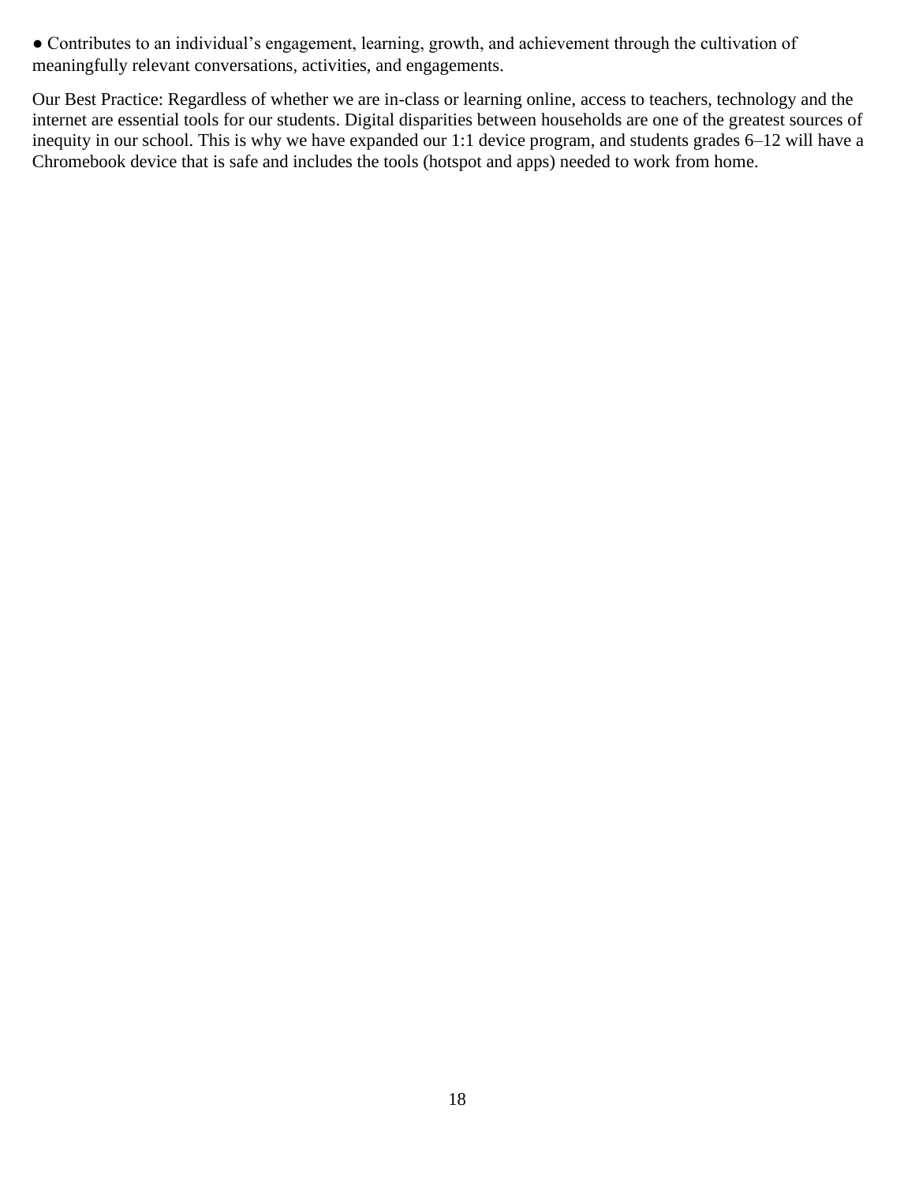- Contributes to an individual's engagement, learning, growth, and achievement through the cultivation of meaningfully relevant conversations, activities, and engagements.

Our Best Practice: Regardless of whether we are in-class or learning online, access to teachers, technology and the internet are essential tools for our students. Digital disparities between households are one of the greatest sources of inequity in our school. This is why we have expanded our 1:1 device program, and students grades 6–12 will have a Chromebook device that is safe and includes the tools (hotspot and apps) needed to work from home.